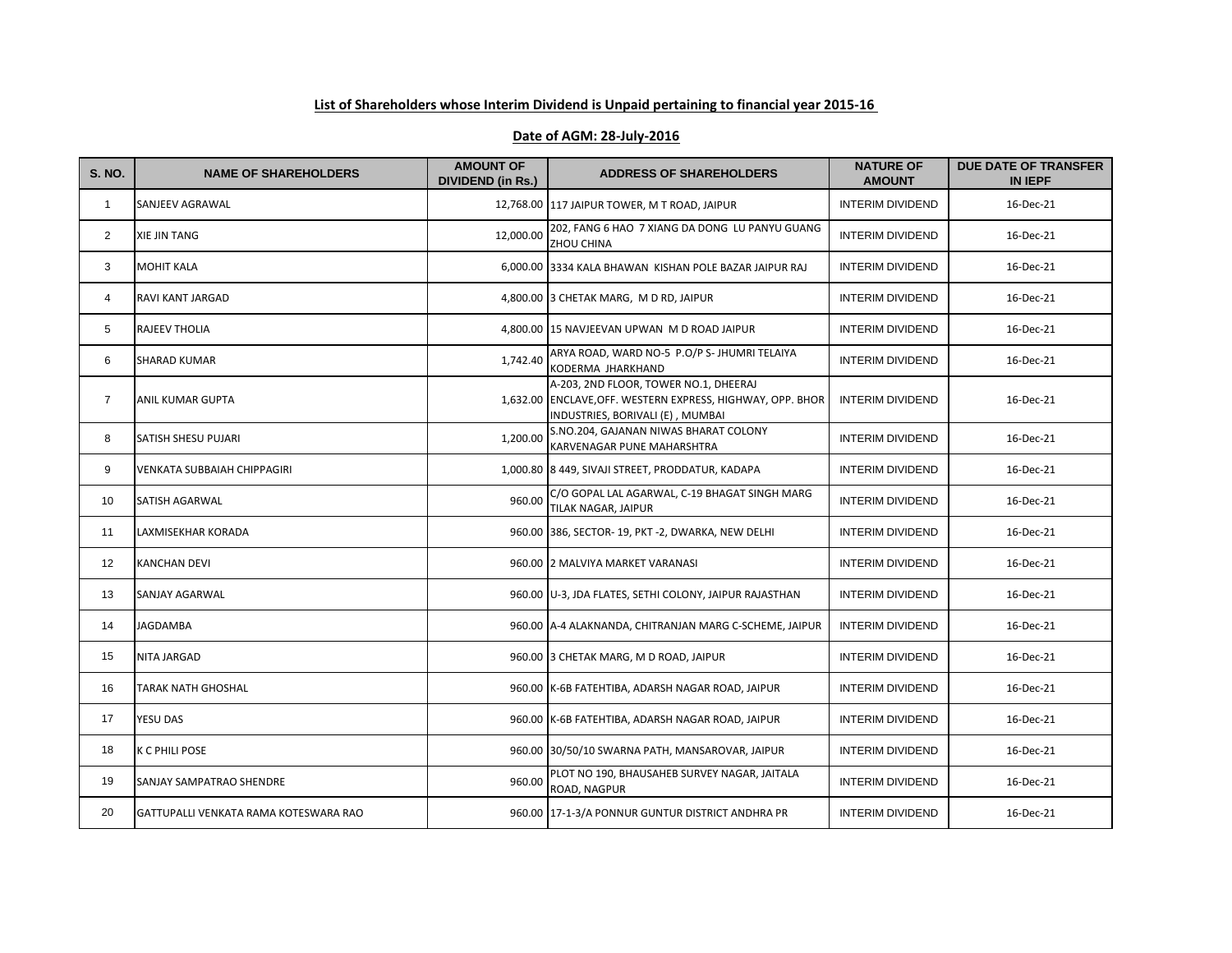**List of Shareholders whose Interim Dividend is Unpaid pertaining to financial year 2015-16**

**Date of AGM: 28-July-2016**

| S. NO. | NAME OF SHAREHOLDERS | AMOUNT OF DIVIDEND (in Rs.) | ADDRESS OF SHAREHOLDERS | NATURE OF AMOUNT | DUE DATE OF TRANSFER IN IEPF |
|---|---|---|---|---|---|
| 1 | SANJEEV AGRAWAL | 12,768.00 | 117 JAIPUR TOWER, M T ROAD, JAIPUR | INTERIM DIVIDEND | 16-Dec-21 |
| 2 | XIE JIN TANG | 12,000.00 | 202, FANG 6 HAO 7 XIANG DA DONG LU PANYU GUANG ZHOU CHINA | INTERIM DIVIDEND | 16-Dec-21 |
| 3 | MOHIT KALA | 6,000.00 | 3334 KALA BHAWAN KISHAN POLE BAZAR JAIPUR RAJ | INTERIM DIVIDEND | 16-Dec-21 |
| 4 | RAVI KANT JARGAD | 4,800.00 | 3 CHETAK MARG, M D RD, JAIPUR | INTERIM DIVIDEND | 16-Dec-21 |
| 5 | RAJEEV THOLIA | 4,800.00 | 15 NAVJEEVAN UPWAN M D ROAD JAIPUR | INTERIM DIVIDEND | 16-Dec-21 |
| 6 | SHARAD KUMAR | 1,742.40 | ARYA ROAD, WARD NO-5 P.O/P S- JHUMRI TELAIYA KODERMA JHARKHAND | INTERIM DIVIDEND | 16-Dec-21 |
| 7 | ANIL KUMAR GUPTA | 1,632.00 | A-203, 2ND FLOOR, TOWER NO.1, DHEERAJ ENCLAVE,OFF. WESTERN EXPRESS, HIGHWAY, OPP. BHOR INDUSTRIES, BORIVALI (E) , MUMBAI | INTERIM DIVIDEND | 16-Dec-21 |
| 8 | SATISH SHESU PUJARI | 1,200.00 | S.NO.204, GAJANAN NIWAS BHARAT COLONY KARVENAGAR PUNE MAHARSHTRA | INTERIM DIVIDEND | 16-Dec-21 |
| 9 | VENKATA SUBBAIAH CHIPPAGIRI | 1,000.80 | 8 449, SIVAJI STREET, PRODDATUR, KADAPA | INTERIM DIVIDEND | 16-Dec-21 |
| 10 | SATISH AGARWAL | 960.00 | C/O GOPAL LAL AGARWAL, C-19 BHAGAT SINGH MARG TILAK NAGAR, JAIPUR | INTERIM DIVIDEND | 16-Dec-21 |
| 11 | LAXMISEKHAR KORADA | 960.00 | 386, SECTOR- 19, PKT -2, DWARKA, NEW DELHI | INTERIM DIVIDEND | 16-Dec-21 |
| 12 | KANCHAN DEVI | 960.00 | 2 MALVIYA MARKET VARANASI | INTERIM DIVIDEND | 16-Dec-21 |
| 13 | SANJAY AGARWAL | 960.00 | U-3, JDA FLATES, SETHI COLONY, JAIPUR RAJASTHAN | INTERIM DIVIDEND | 16-Dec-21 |
| 14 | JAGDAMBA | 960.00 | A-4 ALAKNANDA, CHITRANJAN MARG C-SCHEME, JAIPUR | INTERIM DIVIDEND | 16-Dec-21 |
| 15 | NITA JARGAD | 960.00 | 3 CHETAK MARG, M D ROAD, JAIPUR | INTERIM DIVIDEND | 16-Dec-21 |
| 16 | TARAK NATH GHOSHAL | 960.00 | K-6B FATEHTIBA, ADARSH NAGAR ROAD, JAIPUR | INTERIM DIVIDEND | 16-Dec-21 |
| 17 | YESU DAS | 960.00 | K-6B FATEHTIBA, ADARSH NAGAR ROAD, JAIPUR | INTERIM DIVIDEND | 16-Dec-21 |
| 18 | K C PHILI POSE | 960.00 | 30/50/10 SWARNA PATH, MANSAROVAR, JAIPUR | INTERIM DIVIDEND | 16-Dec-21 |
| 19 | SANJAY SAMPATRAO SHENDRE | 960.00 | PLOT NO 190, BHAUSAHEB SURVEY NAGAR, JAITALA ROAD, NAGPUR | INTERIM DIVIDEND | 16-Dec-21 |
| 20 | GATTUPALLI VENKATA RAMA KOTESWARA RAO | 960.00 | 17-1-3/A PONNUR GUNTUR DISTRICT ANDHRA PR | INTERIM DIVIDEND | 16-Dec-21 |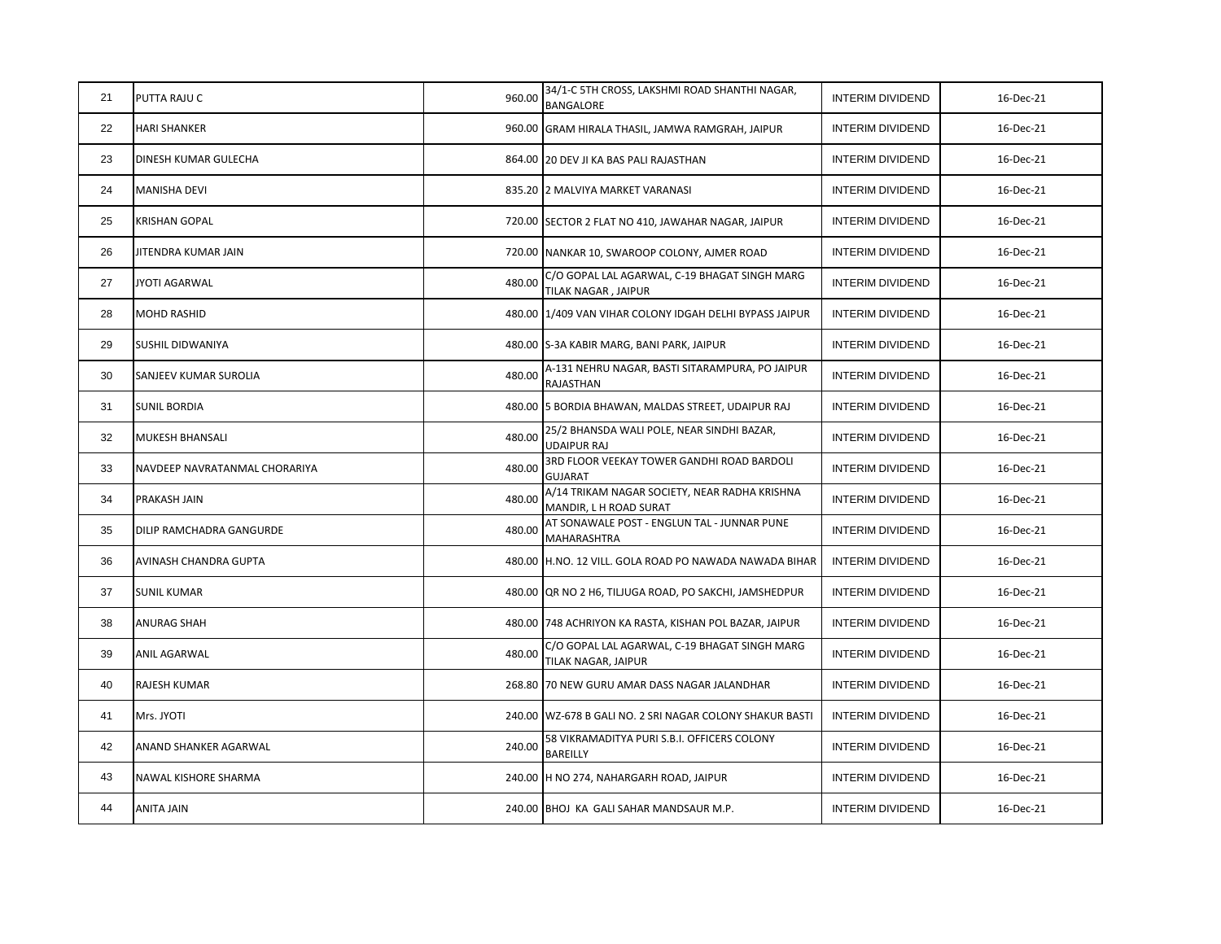| | | | | | |
|---|---|---|---|---|---|
| 21 | PUTTA RAJU C | 960.00 | 34/1-C 5TH CROSS, LAKSHMI ROAD SHANTHI NAGAR, BANGALORE | INTERIM DIVIDEND | 16-Dec-21 |
| 22 | HARI SHANKER | 960.00 | GRAM HIRALA THASIL, JAMWA RAMGRAH, JAIPUR | INTERIM DIVIDEND | 16-Dec-21 |
| 23 | DINESH KUMAR GULECHA | 864.00 | 20 DEV JI KA BAS PALI RAJASTHAN | INTERIM DIVIDEND | 16-Dec-21 |
| 24 | MANISHA DEVI | 835.20 | 2 MALVIYA MARKET VARANASI | INTERIM DIVIDEND | 16-Dec-21 |
| 25 | KRISHAN GOPAL | 720.00 | SECTOR 2 FLAT NO 410, JAWAHAR NAGAR, JAIPUR | INTERIM DIVIDEND | 16-Dec-21 |
| 26 | JITENDRA KUMAR JAIN | 720.00 | NANKAR 10, SWAROOP COLONY, AJMER ROAD | INTERIM DIVIDEND | 16-Dec-21 |
| 27 | JYOTI AGARWAL | 480.00 | C/O GOPAL LAL AGARWAL, C-19 BHAGAT SINGH MARG TILAK NAGAR , JAIPUR | INTERIM DIVIDEND | 16-Dec-21 |
| 28 | MOHD RASHID | 480.00 | 1/409 VAN VIHAR COLONY IDGAH DELHI BYPASS JAIPUR | INTERIM DIVIDEND | 16-Dec-21 |
| 29 | SUSHIL DIDWANIYA | 480.00 | S-3A KABIR MARG, BANI PARK, JAIPUR | INTERIM DIVIDEND | 16-Dec-21 |
| 30 | SANJEEV KUMAR SUROLIA | 480.00 | A-131 NEHRU NAGAR, BASTI SITARAMPURA, PO JAIPUR RAJASTHAN | INTERIM DIVIDEND | 16-Dec-21 |
| 31 | SUNIL BORDIA | 480.00 | 5 BORDIA BHAWAN, MALDAS STREET, UDAIPUR RAJ | INTERIM DIVIDEND | 16-Dec-21 |
| 32 | MUKESH BHANSALI | 480.00 | 25/2 BHANSDA WALI POLE, NEAR SINDHI BAZAR, UDAIPUR RAJ | INTERIM DIVIDEND | 16-Dec-21 |
| 33 | NAVDEEP NAVRATANMAL CHORARIYA | 480.00 | 3RD FLOOR VEEKAY TOWER GANDHI ROAD BARDOLI GUJARAT | INTERIM DIVIDEND | 16-Dec-21 |
| 34 | PRAKASH JAIN | 480.00 | A/14 TRIKAM NAGAR SOCIETY, NEAR RADHA KRISHNA MANDIR, L H ROAD SURAT | INTERIM DIVIDEND | 16-Dec-21 |
| 35 | DILIP RAMCHADRA GANGURDE | 480.00 | AT SONAWALE POST - ENGLUN TAL - JUNNAR PUNE MAHARASHTRA | INTERIM DIVIDEND | 16-Dec-21 |
| 36 | AVINASH CHANDRA GUPTA | 480.00 | H.NO. 12 VILL. GOLA ROAD PO NAWADA NAWADA BIHAR | INTERIM DIVIDEND | 16-Dec-21 |
| 37 | SUNIL KUMAR | 480.00 | QR NO 2 H6, TILJUGA ROAD, PO SAKCHI, JAMSHEDPUR | INTERIM DIVIDEND | 16-Dec-21 |
| 38 | ANURAG SHAH | 480.00 | 748 ACHRIYON KA RASTA, KISHAN POL BAZAR, JAIPUR | INTERIM DIVIDEND | 16-Dec-21 |
| 39 | ANIL AGARWAL | 480.00 | C/O GOPAL LAL AGARWAL, C-19 BHAGAT SINGH MARG TILAK NAGAR, JAIPUR | INTERIM DIVIDEND | 16-Dec-21 |
| 40 | RAJESH KUMAR | 268.80 | 70 NEW GURU AMAR DASS NAGAR JALANDHAR | INTERIM DIVIDEND | 16-Dec-21 |
| 41 | Mrs. JYOTI | 240.00 | WZ-678 B GALI NO. 2 SRI NAGAR COLONY SHAKUR BASTI | INTERIM DIVIDEND | 16-Dec-21 |
| 42 | ANAND SHANKER AGARWAL | 240.00 | 58 VIKRAMADITYA PURI S.B.I. OFFICERS COLONY BAREILLY | INTERIM DIVIDEND | 16-Dec-21 |
| 43 | NAWAL KISHORE SHARMA | 240.00 | H NO 274, NAHARGARH ROAD, JAIPUR | INTERIM DIVIDEND | 16-Dec-21 |
| 44 | ANITA JAIN | 240.00 | BHOJ KA GALI SAHAR MANDSAUR M.P. | INTERIM DIVIDEND | 16-Dec-21 |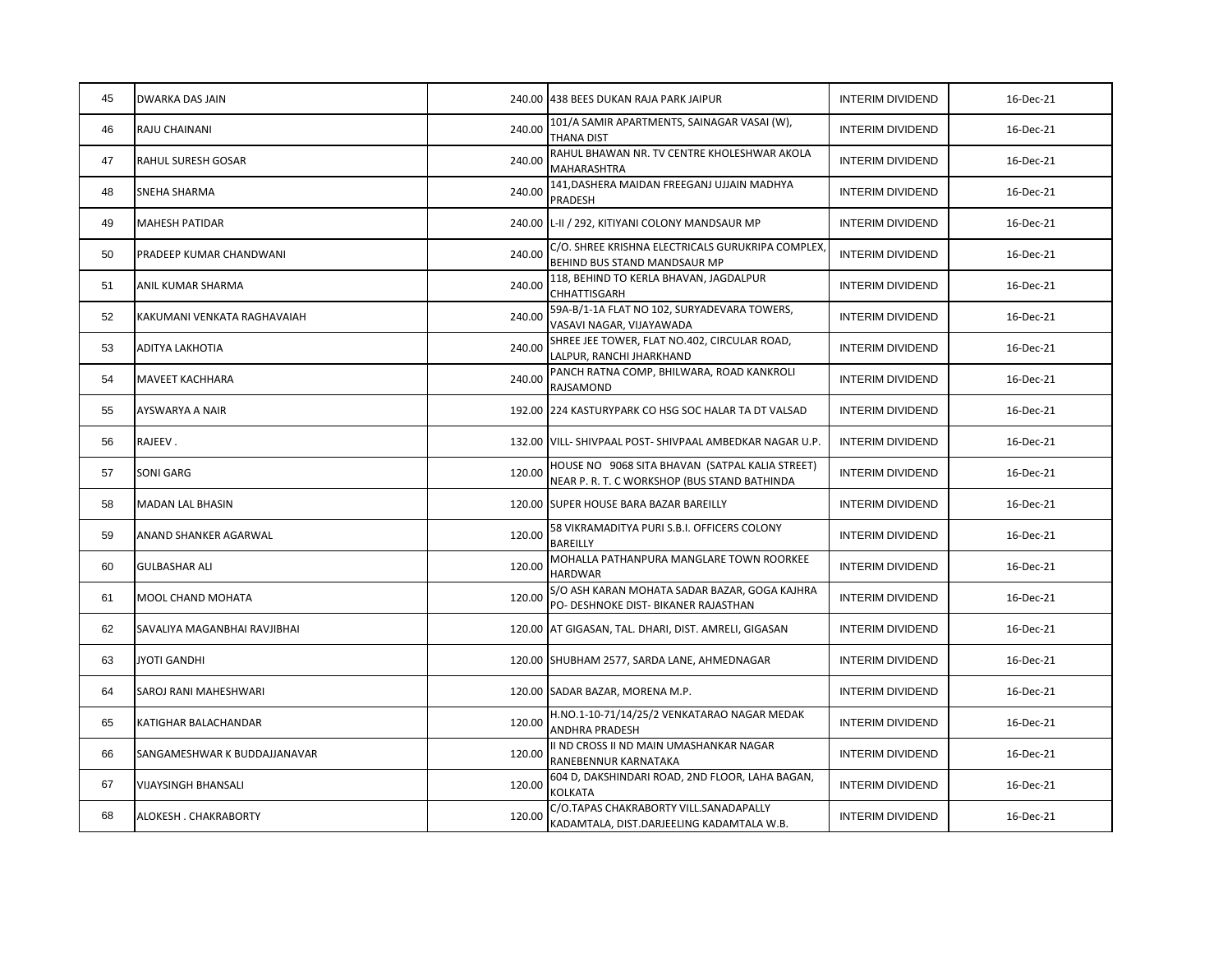| | | | | | |
|---|---|---|---|---|---|
| 45 | DWARKA DAS JAIN | 240.00 | 438 BEES DUKAN RAJA PARK JAIPUR | INTERIM DIVIDEND | 16-Dec-21 |
| 46 | RAJU CHAINANI | 240.00 | 101/A SAMIR APARTMENTS, SAINAGAR VASAI (W), THANA DIST | INTERIM DIVIDEND | 16-Dec-21 |
| 47 | RAHUL SURESH GOSAR | 240.00 | RAHUL BHAWAN NR. TV CENTRE KHOLESHWAR AKOLA MAHARASHTRA | INTERIM DIVIDEND | 16-Dec-21 |
| 48 | SNEHA SHARMA | 240.00 | 141,DASHERA MAIDAN FREEGANJ UJJAIN MADHYA PRADESH | INTERIM DIVIDEND | 16-Dec-21 |
| 49 | MAHESH PATIDAR | 240.00 | L-II / 292, KITIYANI COLONY MANDSAUR MP | INTERIM DIVIDEND | 16-Dec-21 |
| 50 | PRADEEP KUMAR CHANDWANI | 240.00 | C/O. SHREE KRISHNA ELECTRICALS GURUKRIPA COMPLEX, BEHIND BUS STAND MANDSAUR MP | INTERIM DIVIDEND | 16-Dec-21 |
| 51 | ANIL KUMAR SHARMA | 240.00 | 118, BEHIND TO KERLA BHAVAN, JAGDALPUR CHHATTISGARH | INTERIM DIVIDEND | 16-Dec-21 |
| 52 | KAKUMANI VENKATA RAGHAVAIAH | 240.00 | 59A-B/1-1A FLAT NO 102, SURYADEVARA TOWERS, VASAVI NAGAR, VIJAYAWADA | INTERIM DIVIDEND | 16-Dec-21 |
| 53 | ADITYA LAKHOTIA | 240.00 | SHREE JEE TOWER, FLAT NO.402, CIRCULAR ROAD, LALPUR, RANCHI JHARKHAND | INTERIM DIVIDEND | 16-Dec-21 |
| 54 | MAVEET KACHHARA | 240.00 | PANCH RATNA COMP, BHILWARA, ROAD KANKROLI RAJSAMOND | INTERIM DIVIDEND | 16-Dec-21 |
| 55 | AYSWARYA A NAIR | 192.00 | 224 KASTURYPARK CO HSG SOC HALAR TA DT VALSAD | INTERIM DIVIDEND | 16-Dec-21 |
| 56 | RAJEEV . | 132.00 | VILL- SHIVPAAL POST- SHIVPAAL AMBEDKAR NAGAR U.P. | INTERIM DIVIDEND | 16-Dec-21 |
| 57 | SONI GARG | 120.00 | HOUSE NO 9068 SITA BHAVAN (SATPAL KALIA STREET) NEAR P. R. T. C WORKSHOP (BUS STAND BATHINDA | INTERIM DIVIDEND | 16-Dec-21 |
| 58 | MADAN LAL BHASIN | 120.00 | SUPER HOUSE BARA BAZAR BAREILLY | INTERIM DIVIDEND | 16-Dec-21 |
| 59 | ANAND SHANKER AGARWAL | 120.00 | 58 VIKRAMADITYA PURI S.B.I. OFFICERS COLONY BAREILLY | INTERIM DIVIDEND | 16-Dec-21 |
| 60 | GULBASHAR ALI | 120.00 | MOHALLA PATHANPURA MANGLARE TOWN ROORKEE HARDWAR | INTERIM DIVIDEND | 16-Dec-21 |
| 61 | MOOL CHAND MOHATA | 120.00 | S/O ASH KARAN MOHATA SADAR BAZAR, GOGA KAJHRA PO- DESHNOKE DIST- BIKANER RAJASTHAN | INTERIM DIVIDEND | 16-Dec-21 |
| 62 | SAVALIYA MAGANBHAI RAVJIBHAI | 120.00 | AT GIGASAN, TAL. DHARI, DIST. AMRELI, GIGASAN | INTERIM DIVIDEND | 16-Dec-21 |
| 63 | JYOTI GANDHI | 120.00 | SHUBHAM 2577, SARDA LANE, AHMEDNAGAR | INTERIM DIVIDEND | 16-Dec-21 |
| 64 | SAROJ RANI MAHESHWARI | 120.00 | SADAR BAZAR, MORENA M.P. | INTERIM DIVIDEND | 16-Dec-21 |
| 65 | KATIGHAR BALACHANDAR | 120.00 | H.NO.1-10-71/14/25/2 VENKATARAO NAGAR MEDAK ANDHRA PRADESH | INTERIM DIVIDEND | 16-Dec-21 |
| 66 | SANGAMESHWAR K BUDDAJJANAVAR | 120.00 | II ND CROSS II ND MAIN UMASHANKAR NAGAR RANEBENNUR KARNATAKA | INTERIM DIVIDEND | 16-Dec-21 |
| 67 | VIJAYSINGH BHANSALI | 120.00 | 604 D, DAKSHINDARI ROAD, 2ND FLOOR, LAHA BAGAN, KOLKATA | INTERIM DIVIDEND | 16-Dec-21 |
| 68 | ALOKESH . CHAKRABORTY | 120.00 | C/O.TAPAS CHAKRABORTY VILL.SANADAPALLY KADAMTALA, DIST.DARJEELING KADAMTALA W.B. | INTERIM DIVIDEND | 16-Dec-21 |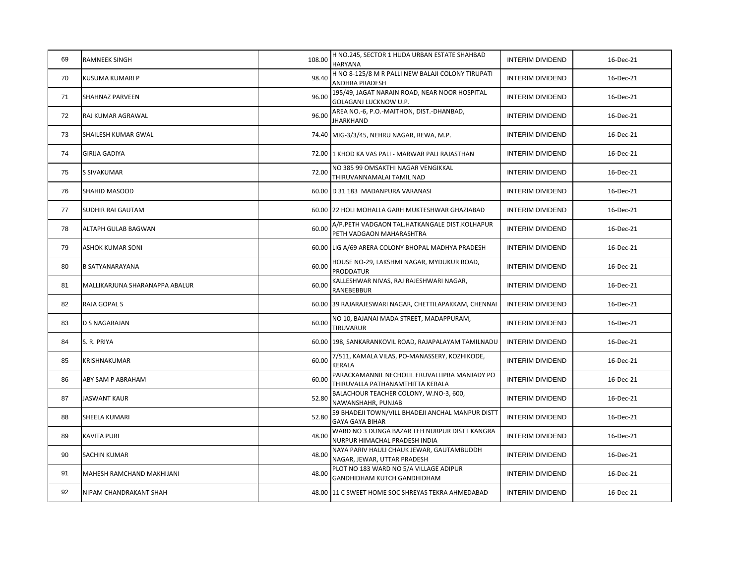| 69 | RAMNEEK SINGH | 108.00 | H NO.245, SECTOR 1 HUDA URBAN ESTATE SHAHBAD HARYANA | INTERIM DIVIDEND | 16-Dec-21 |
|---|---|---|---|---|---|
| 70 | KUSUMA KUMARI P | 98.40 | H NO 8-125/8 M R PALLI NEW BALAJI COLONY TIRUPATI ANDHRA PRADESH | INTERIM DIVIDEND | 16-Dec-21 |
| 71 | SHAHNAZ PARVEEN | 96.00 | 195/49, JAGAT NARAIN ROAD, NEAR NOOR HOSPITAL GOLAGANJ LUCKNOW U.P. | INTERIM DIVIDEND | 16-Dec-21 |
| 72 | RAJ KUMAR AGRAWAL | 96.00 | AREA NO.-6, P.O.-MAITHON, DIST.-DHANBAD, JHARKHAND | INTERIM DIVIDEND | 16-Dec-21 |
| 73 | SHAILESH KUMAR GWAL | 74.40 | MIG-3/3/45, NEHRU NAGAR, REWA, M.P. | INTERIM DIVIDEND | 16-Dec-21 |
| 74 | GIRIJA GADIYA | 72.00 | 1 KHOD KA VAS PALI - MARWAR PALI RAJASTHAN | INTERIM DIVIDEND | 16-Dec-21 |
| 75 | S SIVAKUMAR | 72.00 | NO 385 99 OMSAKTHI NAGAR VENGIKKAL THIRUVANNAMALAI TAMIL NAD | INTERIM DIVIDEND | 16-Dec-21 |
| 76 | SHAHID MASOOD | 60.00 | D 31 183 MADANPURA VARANASI | INTERIM DIVIDEND | 16-Dec-21 |
| 77 | SUDHIR RAI GAUTAM | 60.00 | 22 HOLI MOHALLA GARH MUKTESHWAR GHAZIABAD | INTERIM DIVIDEND | 16-Dec-21 |
| 78 | ALTAPH GULAB BAGWAN | 60.00 | A/P.PETH VADGAON TAL.HATKANGALE DIST.KOLHAPUR PETH VADGAON MAHARASHTRA | INTERIM DIVIDEND | 16-Dec-21 |
| 79 | ASHOK KUMAR SONI | 60.00 | LIG A/69 ARERA COLONY BHOPAL MADHYA PRADESH | INTERIM DIVIDEND | 16-Dec-21 |
| 80 | B SATYANARAYANA | 60.00 | HOUSE NO-29, LAKSHMI NAGAR, MYDUKUR ROAD, PRODDATUR | INTERIM DIVIDEND | 16-Dec-21 |
| 81 | MALLIKARJUNA SHARANAPPA ABALUR | 60.00 | KALLESHWAR NIVAS, RAJ RAJESHWARI NAGAR, RANEBEBBUR | INTERIM DIVIDEND | 16-Dec-21 |
| 82 | RAJA GOPAL S | 60.00 | 39 RAJARAJESWARI NAGAR, CHETTILAPAKKAM, CHENNAI | INTERIM DIVIDEND | 16-Dec-21 |
| 83 | D S NAGARAJAN | 60.00 | NO 10, BAJANAI MADA STREET, MADAPPURAM, TIRUVARUR | INTERIM DIVIDEND | 16-Dec-21 |
| 84 | S. R. PRIYA | 60.00 | 198, SANKARANKOVIL ROAD, RAJAPALAYAM TAMILNADU | INTERIM DIVIDEND | 16-Dec-21 |
| 85 | KRISHNAKUMAR | 60.00 | 7/511, KAMALA VILAS, PO-MANASSERY, KOZHIKODE, KERALA | INTERIM DIVIDEND | 16-Dec-21 |
| 86 | ABY SAM P ABRAHAM | 60.00 | PARACKAMANNIL NECHOLIL ERUVALLIPRA MANJADY PO THIRUVALLA PATHANAMTHITTA KERALA | INTERIM DIVIDEND | 16-Dec-21 |
| 87 | JASWANT KAUR | 52.80 | BALACHOUR TEACHER COLONY, W.NO-3, 600, NAWANSHAHR, PUNJAB | INTERIM DIVIDEND | 16-Dec-21 |
| 88 | SHEELA KUMARI | 52.80 | 59 BHADEJI TOWN/VILL BHADEJI ANCHAL MANPUR DISTT GAYA GAYA BIHAR | INTERIM DIVIDEND | 16-Dec-21 |
| 89 | KAVITA PURI | 48.00 | WARD NO 3 DUNGA BAZAR TEH NURPUR DISTT KANGRA NURPUR HIMACHAL PRADESH INDIA | INTERIM DIVIDEND | 16-Dec-21 |
| 90 | SACHIN KUMAR | 48.00 | NAYA PARIV HAULI CHAUK JEWAR, GAUTAMBUDDH NAGAR, JEWAR, UTTAR PRADESH | INTERIM DIVIDEND | 16-Dec-21 |
| 91 | MAHESH RAMCHAND MAKHIJANI | 48.00 | PLOT NO 183 WARD NO 5/A VILLAGE ADIPUR GANDHIDHAM KUTCH GANDHIDHAM | INTERIM DIVIDEND | 16-Dec-21 |
| 92 | NIPAM CHANDRAKANT SHAH | 48.00 | 11 C SWEET HOME SOC SHREYAS TEKRA AHMEDABAD | INTERIM DIVIDEND | 16-Dec-21 |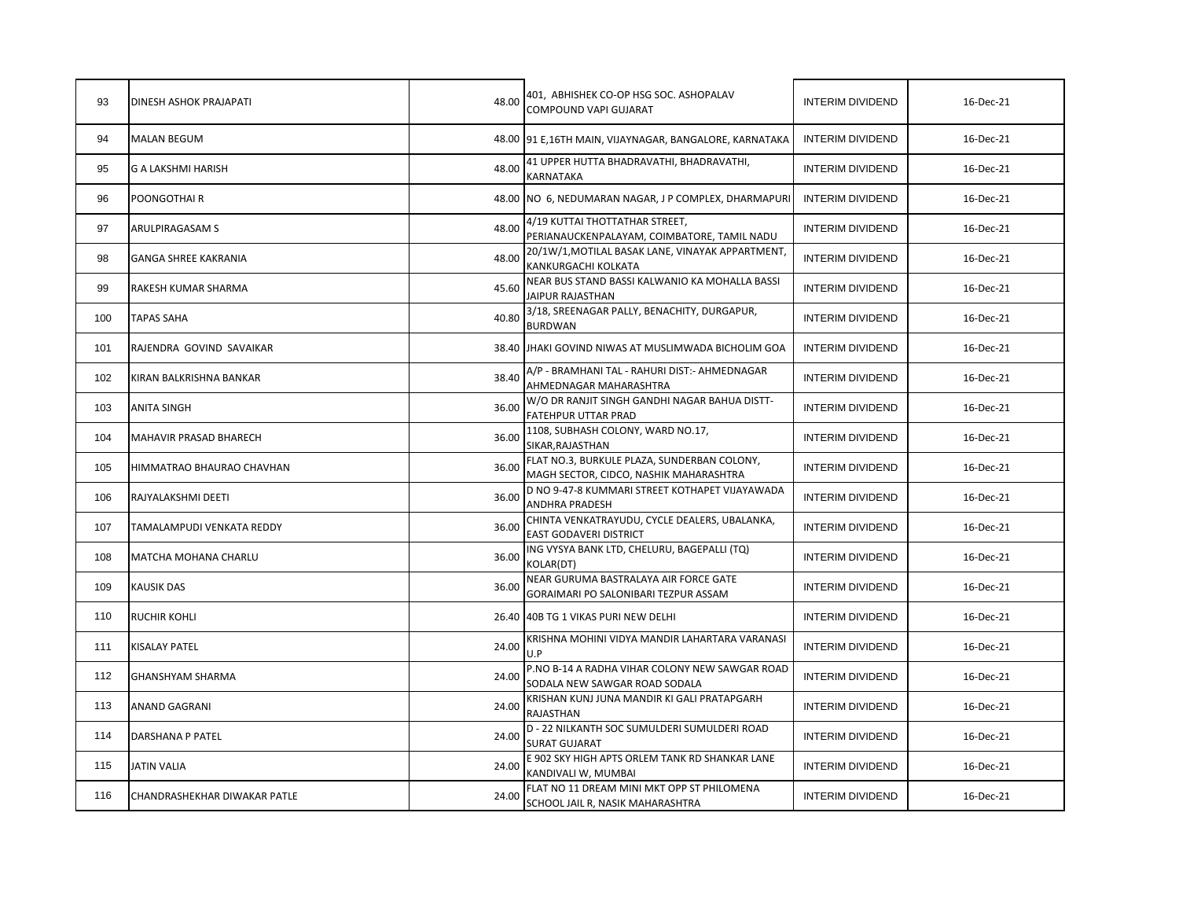| | | | | | |
|---|---|---|---|---|---|
| 93 | DINESH ASHOK PRAJAPATI | 48.00 | 401, ABHISHEK CO-OP HSG SOC. ASHOPALAV COMPOUND VAPI GUJARAT | INTERIM DIVIDEND | 16-Dec-21 |
| 94 | MALAN BEGUM | 48.00 | 91 E,16TH MAIN, VIJAYNAGAR, BANGALORE, KARNATAKA | INTERIM DIVIDEND | 16-Dec-21 |
| 95 | G A LAKSHMI HARISH | 48.00 | 41 UPPER HUTTA BHADRAVATHI, BHADRAVATHI, KARNATAKA | INTERIM DIVIDEND | 16-Dec-21 |
| 96 | POONGOTHAI R | 48.00 | NO 6, NEDUMARAN NAGAR, J P COMPLEX, DHARMAPURI | INTERIM DIVIDEND | 16-Dec-21 |
| 97 | ARULPIRAGASAM S | 48.00 | 4/19 KUTTAI THOTTATHAR STREET, PERIANAUCKENPALAYAM, COIMBATORE, TAMIL NADU | INTERIM DIVIDEND | 16-Dec-21 |
| 98 | GANGA SHREE KAKRANIA | 48.00 | 20/1W/1,MOTILAL BASAK LANE, VINAYAK APPARTMENT, KANKURGACHI KOLKATA | INTERIM DIVIDEND | 16-Dec-21 |
| 99 | RAKESH KUMAR SHARMA | 45.60 | NEAR BUS STAND BASSI KALWANIO KA MOHALLA BASSI JAIPUR RAJASTHAN | INTERIM DIVIDEND | 16-Dec-21 |
| 100 | TAPAS SAHA | 40.80 | 3/18, SREENAGAR PALLY, BENACHITY, DURGAPUR, BURDWAN | INTERIM DIVIDEND | 16-Dec-21 |
| 101 | RAJENDRA GOVIND SAVAIKAR | 38.40 | JHAKI GOVIND NIWAS AT MUSLIMWADA BICHOLIM GOA | INTERIM DIVIDEND | 16-Dec-21 |
| 102 | KIRAN BALKRISHNA BANKAR | 38.40 | A/P - BRAMHANI TAL - RAHURI DIST:- AHMEDNAGAR AHMEDNAGAR MAHARASHTRA | INTERIM DIVIDEND | 16-Dec-21 |
| 103 | ANITA SINGH | 36.00 | W/O DR RANJIT SINGH GANDHI NAGAR BAHUA DISTT-FATEHPUR UTTAR PRAD | INTERIM DIVIDEND | 16-Dec-21 |
| 104 | MAHAVIR PRASAD BHARECH | 36.00 | 1108, SUBHASH COLONY, WARD NO.17, SIKAR,RAJASTHAN | INTERIM DIVIDEND | 16-Dec-21 |
| 105 | HIMMATRAO BHAURAO CHAVHAN | 36.00 | FLAT NO.3, BURKULE PLAZA, SUNDERBAN COLONY, MAGH SECTOR, CIDCO, NASHIK MAHARASHTRA | INTERIM DIVIDEND | 16-Dec-21 |
| 106 | RAJYALAKSHMI DEETI | 36.00 | D NO 9-47-8 KUMMARI STREET KOTHAPET VIJAYAWADA ANDHRA PRADESH | INTERIM DIVIDEND | 16-Dec-21 |
| 107 | TAMALAMPUDI VENKATA REDDY | 36.00 | CHINTA VENKATRAYUDU, CYCLE DEALERS, UBALANKA, EAST GODAVERI DISTRICT | INTERIM DIVIDEND | 16-Dec-21 |
| 108 | MATCHA MOHANA CHARLU | 36.00 | ING VYSYA BANK LTD, CHELURU, BAGEPALLI (TQ) KOLAR(DT) | INTERIM DIVIDEND | 16-Dec-21 |
| 109 | KAUSIK DAS | 36.00 | NEAR GURUMA BASTRALAYA AIR FORCE GATE GORAIMARI PO SALONIBARI TEZPUR ASSAM | INTERIM DIVIDEND | 16-Dec-21 |
| 110 | RUCHIR KOHLI | 26.40 | 40B TG 1 VIKAS PURI NEW DELHI | INTERIM DIVIDEND | 16-Dec-21 |
| 111 | KISALAY PATEL | 24.00 | KRISHNA MOHINI VIDYA MANDIR LAHARTARA VARANASI U.P | INTERIM DIVIDEND | 16-Dec-21 |
| 112 | GHANSHYAM SHARMA | 24.00 | P.NO B-14 A RADHA VIHAR COLONY NEW SAWGAR ROAD SODALA NEW SAWGAR ROAD SODALA | INTERIM DIVIDEND | 16-Dec-21 |
| 113 | ANAND GAGRANI | 24.00 | KRISHAN KUNJ JUNA MANDIR KI GALI PRATAPGARH RAJASTHAN | INTERIM DIVIDEND | 16-Dec-21 |
| 114 | DARSHANA P PATEL | 24.00 | D - 22 NILKANTH SOC SUMULDERI SUMULDERI ROAD SURAT GUJARAT | INTERIM DIVIDEND | 16-Dec-21 |
| 115 | JATIN VALIA | 24.00 | E 902 SKY HIGH APTS ORLEM TANK RD SHANKAR LANE KANDIVALI W, MUMBAI | INTERIM DIVIDEND | 16-Dec-21 |
| 116 | CHANDRASHEKHAR DIWAKAR PATLE | 24.00 | FLAT NO 11 DREAM MINI MKT OPP ST PHILOMENA SCHOOL JAIL R, NASIK MAHARASHTRA | INTERIM DIVIDEND | 16-Dec-21 |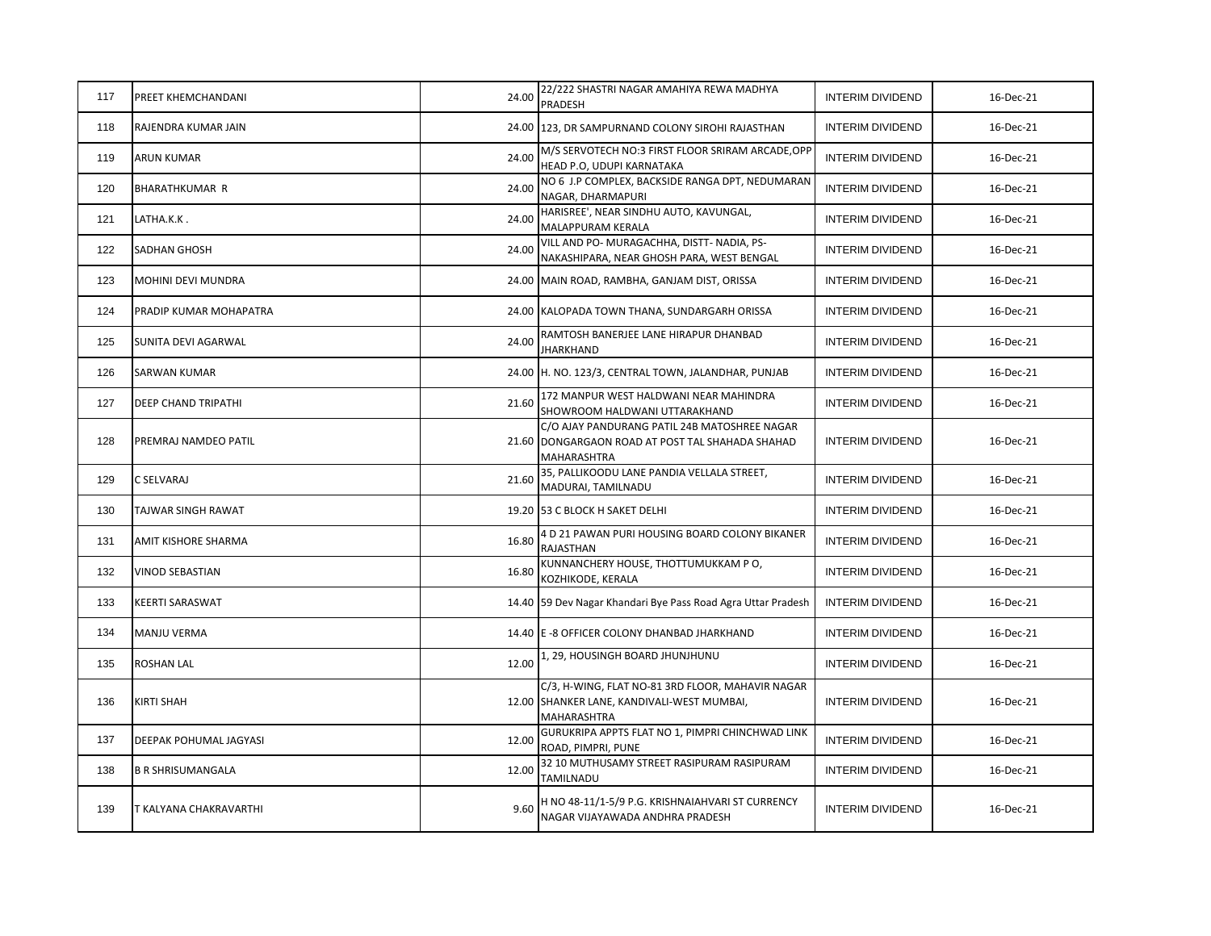| 117 | PREET KHEMCHANDANI | 24.00 | 22/222 SHASTRI NAGAR AMAHIYA REWA MADHYA PRADESH | INTERIM DIVIDEND | 16-Dec-21 |
|---|---|---|---|---|---|
| 118 | RAJENDRA KUMAR JAIN | 24.00 | 123, DR SAMPURNANAND COLONY SIROHI RAJASTHAN | INTERIM DIVIDEND | 16-Dec-21 |
| 119 | ARUN KUMAR | 24.00 | M/S SERVOTECH NO:3 FIRST FLOOR SRIRAM ARCADE,OPP HEAD P.O, UDUPI KARNATAKA | INTERIM DIVIDEND | 16-Dec-21 |
| 120 | BHARATHKUMAR R | 24.00 | NO 6 J.P COMPLEX, BACKSIDE RANGA DPT, NEDUMARAN NAGAR, DHARMAPURI | INTERIM DIVIDEND | 16-Dec-21 |
| 121 | LATHA.K.K . | 24.00 | HARISREE', NEAR SINDHU AUTO, KAVUNGAL, MALAPPURAM KERALA | INTERIM DIVIDEND | 16-Dec-21 |
| 122 | SADHAN GHOSH | 24.00 | VILL AND PO- MURAGACHHA, DISTT- NADIA, PS- NAKASHIPARA, NEAR GHOSH PARA, WEST BENGAL | INTERIM DIVIDEND | 16-Dec-21 |
| 123 | MOHINI DEVI MUNDRA | 24.00 | MAIN ROAD, RAMBHA, GANJAM DIST, ORISSA | INTERIM DIVIDEND | 16-Dec-21 |
| 124 | PRADIP KUMAR MOHAPATRA | 24.00 | KALOPADA TOWN THANA, SUNDARGARH ORISSA | INTERIM DIVIDEND | 16-Dec-21 |
| 125 | SUNITA DEVI AGARWAL | 24.00 | RAMTOSH BANERJEE LANE HIRAPUR DHANBAD JHARKHAND | INTERIM DIVIDEND | 16-Dec-21 |
| 126 | SARWAN KUMAR | 24.00 | H. NO. 123/3, CENTRAL TOWN, JALANDHAR, PUNJAB | INTERIM DIVIDEND | 16-Dec-21 |
| 127 | DEEP CHAND TRIPATHI | 21.60 | 172 MANPUR WEST HALDWANI NEAR MAHINDRA SHOWROOM HALDWANI UTTARAKHAND | INTERIM DIVIDEND | 16-Dec-21 |
| 128 | PREMRAJ NAMDEO PATIL | 21.60 | C/O AJAY PANDURANG PATIL 24B MATOSHREE NAGAR DONGARGAON ROAD AT POST TAL SHAHADA SHAHAD MAHARASHTRA | INTERIM DIVIDEND | 16-Dec-21 |
| 129 | C SELVARAJ | 21.60 | 35, PALLIKOODU LANE PANDIA VELLALA STREET, MADURAI, TAMILNADU | INTERIM DIVIDEND | 16-Dec-21 |
| 130 | TAJWAR SINGH RAWAT | 19.20 | 53 C BLOCK H SAKET DELHI | INTERIM DIVIDEND | 16-Dec-21 |
| 131 | AMIT KISHORE SHARMA | 16.80 | 4 D 21 PAWAN PURI HOUSING BOARD COLONY BIKANER RAJASTHAN | INTERIM DIVIDEND | 16-Dec-21 |
| 132 | VINOD SEBASTIAN | 16.80 | KUNNANCHERY HOUSE, THOTTUMUKKAM P O, KOZHIKODE, KERALA | INTERIM DIVIDEND | 16-Dec-21 |
| 133 | KEERTI SARASWAT | 14.40 | 59 Dev Nagar Khandari Bye Pass Road Agra Uttar Pradesh | INTERIM DIVIDEND | 16-Dec-21 |
| 134 | MANJU VERMA | 14.40 | E -8 OFFICER COLONY DHANBAD JHARKHAND | INTERIM DIVIDEND | 16-Dec-21 |
| 135 | ROSHAN LAL | 12.00 | 1, 29, HOUSINGH BOARD JHUNJHUNU | INTERIM DIVIDEND | 16-Dec-21 |
| 136 | KIRTI SHAH | 12.00 | C/3, H-WING, FLAT NO-81 3RD FLOOR, MAHAVIR NAGAR SHANKER LANE, KANDIVALI-WEST MUMBAI, MAHARASHTRA | INTERIM DIVIDEND | 16-Dec-21 |
| 137 | DEEPAK POHUMAL JAGYASI | 12.00 | GURUKRIPA APPTS FLAT NO 1, PIMPRI CHINCHWAD LINK ROAD, PIMPRI, PUNE | INTERIM DIVIDEND | 16-Dec-21 |
| 138 | B R SHRISUMANGALA | 12.00 | 32 10 MUTHUSAMY STREET RASIPURAM RASIPURAM TAMILNADU | INTERIM DIVIDEND | 16-Dec-21 |
| 139 | T KALYANA CHAKRAVARTHI | 9.60 | H NO 48-11/1-5/9 P.G. KRISHNAIAHVARI ST CURRENCY NAGAR VIJAYAWADA ANDHRA PRADESH | INTERIM DIVIDEND | 16-Dec-21 |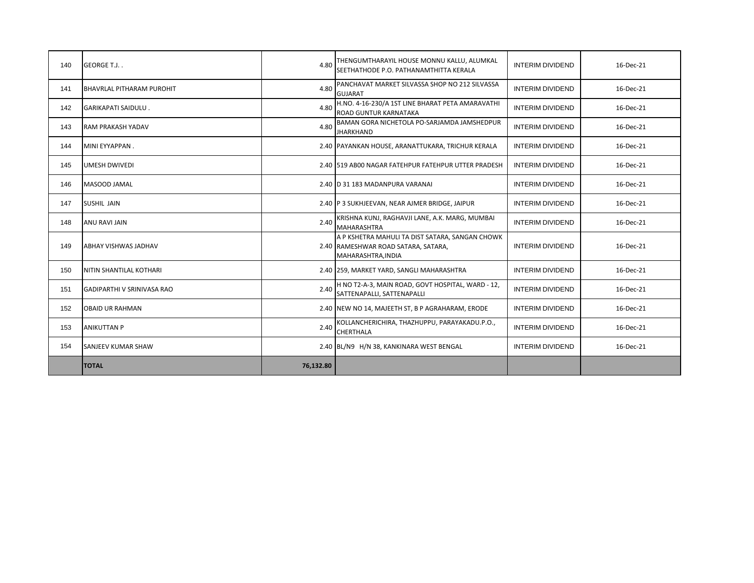| | | | | | |
|---|---|---|---|---|---|
| 140 | GEORGE T.J. . | 4.80 | THENGUMTHARAYIL HOUSE MONNU KALLU, ALUMKAL SEETHATHODE P.O. PATHANAMTHITTA KERALA | INTERIM DIVIDEND | 16-Dec-21 |
| 141 | BHAVRLAL PITHARAM PUROHIT | 4.80 | PANCHAVAT MARKET SILVASSA SHOP NO 212 SILVASSA GUJARAT | INTERIM DIVIDEND | 16-Dec-21 |
| 142 | GARIKAPATI SAIDULU . | 4.80 | H.NO. 4-16-230/A 1ST LINE BHARAT PETA AMARAVATHI ROAD GUNTUR KARNATAKA | INTERIM DIVIDEND | 16-Dec-21 |
| 143 | RAM PRAKASH YADAV | 4.80 | BAMAN GORA NICHETOLA PO-SARJAMDA JAMSHEDPUR JHARKHAND | INTERIM DIVIDEND | 16-Dec-21 |
| 144 | MINI EYYAPPAN . | 2.40 | PAYANKAN HOUSE, ARANATTUKARA, TRICHUR KERALA | INTERIM DIVIDEND | 16-Dec-21 |
| 145 | UMESH DWIVEDI | 2.40 | 519 AB00 NAGAR FATEHPUR FATEHPUR UTTER PRADESH | INTERIM DIVIDEND | 16-Dec-21 |
| 146 | MASOOD JAMAL | 2.40 | D 31 183 MADANPURA VARANAI | INTERIM DIVIDEND | 16-Dec-21 |
| 147 | SUSHIL JAIN | 2.40 | P 3 SUKHJEEVAN, NEAR AJMER BRIDGE, JAIPUR | INTERIM DIVIDEND | 16-Dec-21 |
| 148 | ANU RAVI JAIN | 2.40 | KRISHNA KUNJ, RAGHAVJI LANE, A.K. MARG, MUMBAI MAHARASHTRA | INTERIM DIVIDEND | 16-Dec-21 |
| 149 | ABHAY VISHWAS JADHAV | 2.40 | A P KSHETRA MAHULI TA DIST SATARA, SANGAN CHOWK RAMESHWAR ROAD SATARA, SATARA, MAHARASHTRA,INDIA | INTERIM DIVIDEND | 16-Dec-21 |
| 150 | NITIN SHANTILAL KOTHARI | 2.40 | 259, MARKET YARD, SANGLI MAHARASHTRA | INTERIM DIVIDEND | 16-Dec-21 |
| 151 | GADIPARTHI V SRINIVASA RAO | 2.40 | H NO T2-A-3, MAIN ROAD, GOVT HOSPITAL, WARD - 12, SATTENAPALLI, SATTENAPALLI | INTERIM DIVIDEND | 16-Dec-21 |
| 152 | OBAID UR RAHMAN | 2.40 | NEW NO 14, MAJEETH ST, B P AGRAHARAM, ERODE | INTERIM DIVIDEND | 16-Dec-21 |
| 153 | ANIKUTTAN P | 2.40 | KOLLANCHERICHIRA, THAZHUPPU, PARAYAKADU.P.O., CHERTHALA | INTERIM DIVIDEND | 16-Dec-21 |
| 154 | SANJEEV KUMAR SHAW | 2.40 | BL/N9 H/N 38, KANKINARA WEST BENGAL | INTERIM DIVIDEND | 16-Dec-21 |
| | **TOTAL** | **76,132.80** | | | |